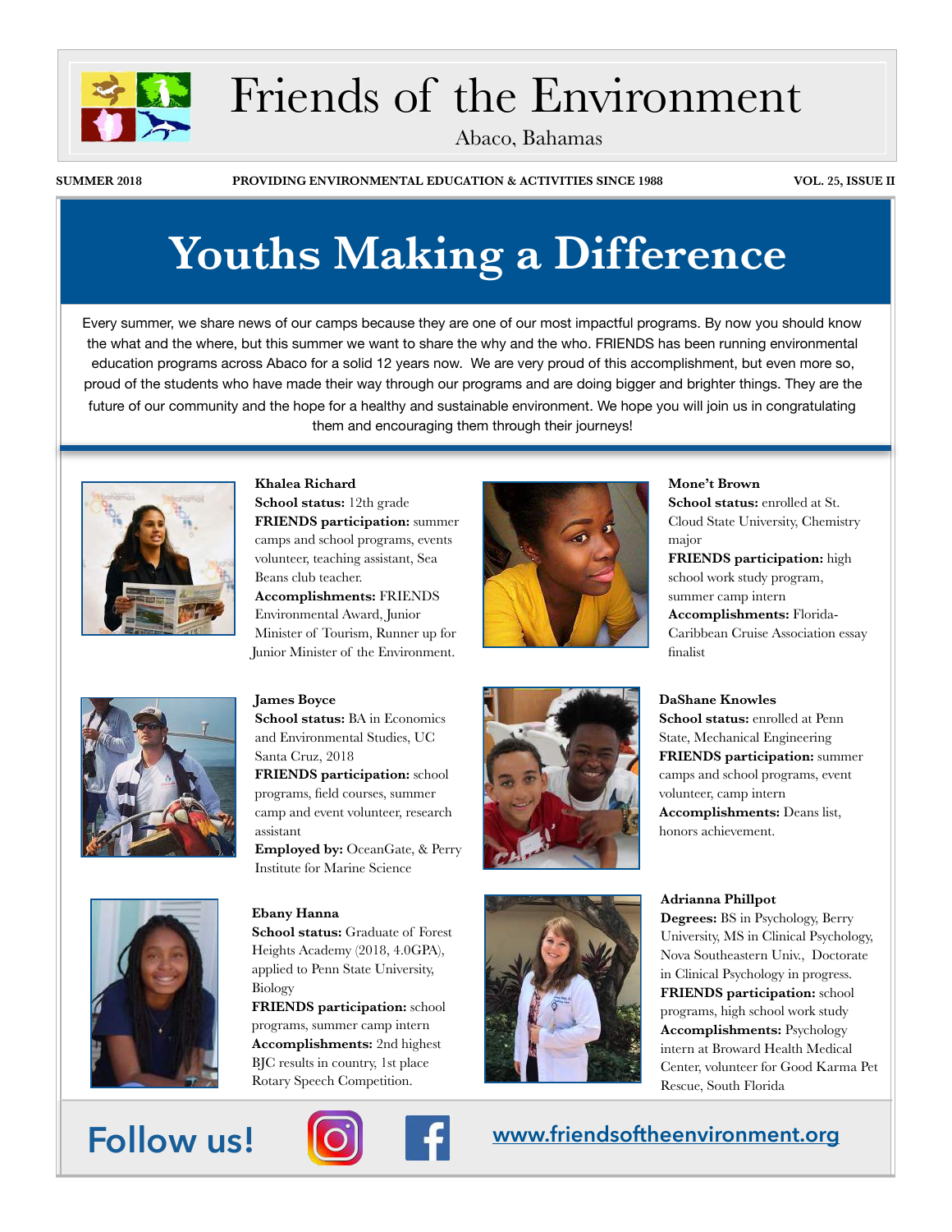# Friends of the Environment

Abaco, Bahamas

**SUMMER 2018** | **PROVIDING ENVIRONMENTAL EDUCATION & ACTIVITIES SINCE 1988** | **VOL. 25, ISSUE II**

## Youths Making a Difference

Every summer, we share news of our camps because they are one of our most impactful programs. By now you should know the what and the where, but this summer we want to share the why and the who. FRIENDS has been running environmental education programs across Abaco for a solid 12 years now. We are very proud of this accomplishment, but even more so, proud of the students who have made their way through our programs and are doing bigger and brighter things. They are the future of our community and the hope for a healthy and sustainable environment. We hope you will join us in congratulating them and encouraging them through their journeys!

**Khalea Richard**
**School status:** 12th grade
**FRIENDS participation:** summer camps and school programs, events volunteer, teaching assistant, Sea Beans club teacher.
**Accomplishments:** FRIENDS Environmental Award, Junior Minister of Tourism, Runner up for Junior Minister of the Environment.

**Mone't Brown**
**School status:** enrolled at St. Cloud State University, Chemistry major
**FRIENDS participation:** high school work study program, summer camp intern
**Accomplishments:** Florida-Caribbean Cruise Association essay finalist

**James Boyce**
**School status:** BA in Economics and Environmental Studies, UC Santa Cruz, 2018
**FRIENDS participation:** school programs, field courses, summer camp and event volunteer, research assistant
**Employed by:** OceanGate, & Perry Institute for Marine Science

**DaShane Knowles**
**School status:** enrolled at Penn State, Mechanical Engineering
**FRIENDS participation:** summer camps and school programs, event volunteer, camp intern
**Accomplishments:** Deans list, honors achievement.

**Ebany Hanna**
**School status:** Graduate of Forest Heights Academy (2018, 4.0GPA), applied to Penn State University, Biology
**FRIENDS participation:** school programs, summer camp intern
**Accomplishments:** 2nd highest BJC results in country, 1st place Rotary Speech Competition.

**Adrianna Phillpot**
**Degrees:** BS in Psychology, Berry University, MS in Clinical Psychology, Nova Southeastern Univ., Doctorate in Clinical Psychology in progress.
**FRIENDS participation:** school programs, high school work study
**Accomplishments:** Psychology intern at Broward Health Medical Center, volunteer for Good Karma Pet Rescue, South Florida

**Follow us!**

www.friendsoftheenvironment.org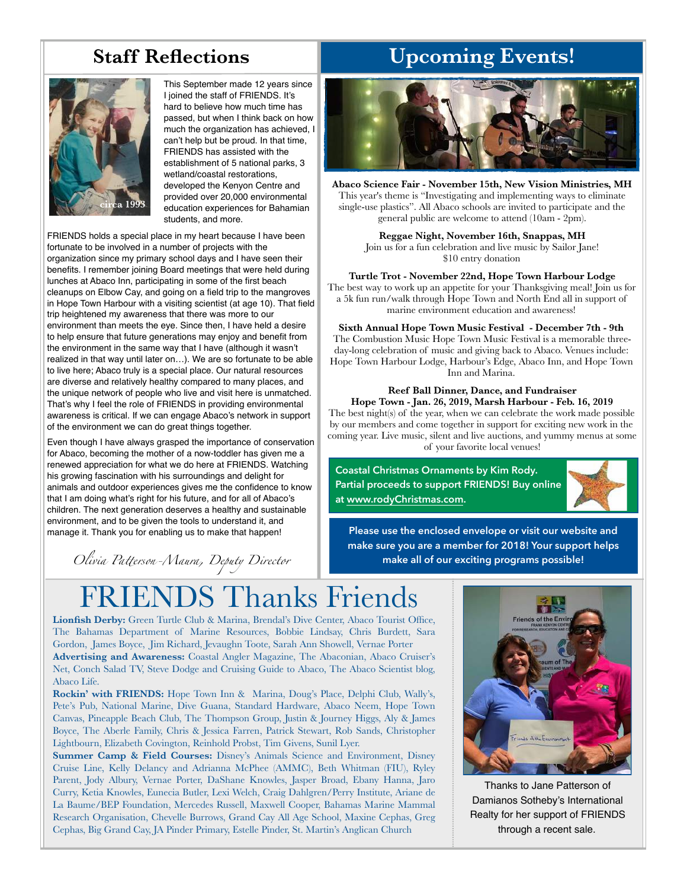## Staff Reflections

circa 1993

This September made 12 years since I joined the staff of FRIENDS. It's hard to believe how much time has passed, but when I think back on how much the organization has achieved, I can't help but be proud. In that time, FRIENDS has assisted with the establishment of 5 national parks, 3 wetland/coastal restorations, developed the Kenyon Centre and provided over 20,000 environmental education experiences for Bahamian students, and more.

FRIENDS holds a special place in my heart because I have been fortunate to be involved in a number of projects with the organization since my primary school days and I have seen their benefits. I remember joining Board meetings that were held during lunches at Abaco Inn, participating in some of the first beach cleanups on Elbow Cay, and going on a field trip to the mangroves in Hope Town Harbour with a visiting scientist (at age 10). That field trip heightened my awareness that there was more to our environment than meets the eye. Since then, I have held a desire to help ensure that future generations may enjoy and benefit from the environment in the same way that I have (although it wasn't realized in that way until later on…). We are so fortunate to be able to live here; Abaco truly is a special place. Our natural resources are diverse and relatively healthy compared to many places, and the unique network of people who live and visit here is unmatched. That's why I feel the role of FRIENDS in providing environmental awareness is critical. If we can engage Abaco's network in support of the environment we can do great things together.

Even though I have always grasped the importance of conservation for Abaco, becoming the mother of a now-toddler has given me a renewed appreciation for what we do here at FRIENDS. Watching his growing fascination with his surroundings and delight for animals and outdoor experiences gives me the confidence to know that I am doing what's right for his future, and for all of Abaco's children. The next generation deserves a healthy and sustainable environment, and to be given the tools to understand it, and manage it. Thank you for enabling us to make that happen!

*Olivia Patterson-Maura, Deputy Director*

## Upcoming Events!

**Abaco Science Fair - November 15th, New Vision Ministries, MH**
This year's theme is "Investigating and implementing ways to eliminate single-use plastics". All Abaco schools are invited to participate and the general public are welcome to attend (10am - 2pm).

**Reggae Night, November 16th, Snappas, MH**
Join us for a fun celebration and live music by Sailor Jane!
$10 entry donation

**Turtle Trot - November 22nd, Hope Town Harbour Lodge**
The best way to work up an appetite for your Thanksgiving meal! Join us for a 5k fun run/walk through Hope Town and North End all in support of marine environment education and awareness!

**Sixth Annual Hope Town Music Festival - December 7th - 9th**
The Combustion Music Hope Town Music Festival is a memorable three-day-long celebration of music and giving back to Abaco. Venues include: Hope Town Harbour Lodge, Harbour's Edge, Abaco Inn, and Hope Town Inn and Marina.

**Reef Ball Dinner, Dance, and Fundraiser**
**Hope Town - Jan. 26, 2019, Marsh Harbour - Feb. 16, 2019**
The best night(s) of the year, when we can celebrate the work made possible by our members and come together in support for exciting new work in the coming year. Live music, silent and live auctions, and yummy menus at some of your favorite local venues!

**Coastal Christmas Ornaments by Kim Rody. Partial proceeds to support FRIENDS! Buy online at www.rodyChristmas.com.**

**Please use the enclosed envelope or visit our website and make sure you are a member for 2018! Your support helps make all of our exciting programs possible!**

# FRIENDS Thanks Friends

**Lionfish Derby:** Green Turtle Club & Marina, Brendal's Dive Center, Abaco Tourist Office, The Bahamas Department of Marine Resources, Bobbie Lindsay, Chris Burdett, Sara Gordon, James Boyce, Jim Richard, Jevaughn Toote, Sarah Ann Showell, Vernae Porter

**Advertising and Awareness:** Coastal Angler Magazine, The Abaconian, Abaco Cruiser's Net, Conch Salad TV, Steve Dodge and Cruising Guide to Abaco, The Abaco Scientist blog, Abaco Life.

**Rockin' with FRIENDS:** Hope Town Inn & Marina, Doug's Place, Delphi Club, Wally's, Pete's Pub, National Marine, Dive Guana, Standard Hardware, Abaco Neem, Hope Town Canvas, Pineapple Beach Club, The Thompson Group, Justin & Journey Higgs, Aly & James Boyce, The Aberle Family, Chris & Jessica Farren, Patrick Stewart, Rob Sands, Christopher Lightbourn, Elizabeth Covington, Reinhold Probst, Tim Givens, Sunil Lyer.

**Summer Camp & Field Courses:** Disney's Animals Science and Environment, Disney Cruise Line, Kelly Delancy and Adrianna McPhee (AMMC), Beth Whitman (FIU), Ryley Parent, Jody Albury, Vernae Porter, DaShane Knowles, Jasper Broad, Ebany Hanna, Jaro Curry, Ketia Knowles, Eunecia Butler, Lexi Welch, Craig Dahlgren/Perry Institute, Ariane de La Baume/BEP Foundation, Mercedes Russell, Maxwell Cooper, Bahamas Marine Mammal Research Organisation, Chevelle Burrows, Grand Cay All Age School, Maxine Cephas, Greg Cephas, Big Grand Cay, JA Pinder Primary, Estelle Pinder, St. Martin's Anglican Church

Thanks to Jane Patterson of Damianos Sotheby's International Realty for her support of FRIENDS through a recent sale.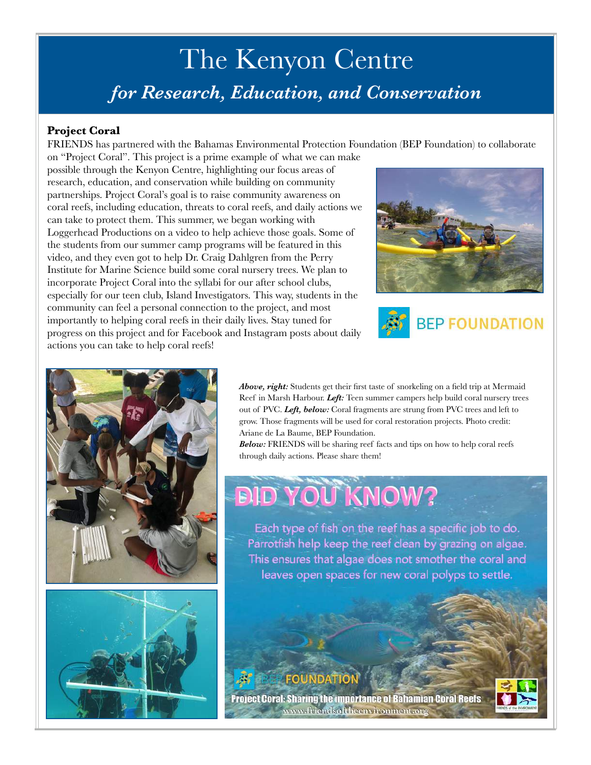# The Kenyon Centre

## *for Research, Education, and Conservation*

### Project Coral

FRIENDS has partnered with the Bahamas Environmental Protection Foundation (BEP Foundation) to collaborate on "Project Coral". This project is a prime example of what we can make possible through the Kenyon Centre, highlighting our focus areas of research, education, and conservation while building on community partnerships. Project Coral's goal is to raise community awareness on coral reefs, including education, threats to coral reefs, and daily actions we can take to protect them. This summer, we began working with Loggerhead Productions on a video to help achieve those goals. Some of the students from our summer camp programs will be featured in this video, and they even got to help Dr. Craig Dahlgren from the Perry Institute for Marine Science build some coral nursery trees. We plan to incorporate Project Coral into the syllabi for our after school clubs, especially for our teen club, Island Investigators. This way, students in the community can feel a personal connection to the project, and most importantly to helping coral reefs in their daily lives. Stay tuned for progress on this project and for Facebook and Instagram posts about daily actions you can take to help coral reefs!

BEP FOUNDATION

***Above, right:*** Students get their first taste of snorkeling on a field trip at Mermaid Reef in Marsh Harbour. ***Left:*** Teen summer campers help build coral nursery trees out of PVC. ***Left, below:*** Coral fragments are strung from PVC trees and left to grow. Those fragments will be used for coral restoration projects. Photo credit: Ariane de La Baume, BEP Foundation.

***Below:*** FRIENDS will be sharing reef facts and tips on how to help coral reefs through daily actions. Please share them!

**DID YOU KNOW?**

Each type of fish on the reef has a specific job to do. Parrotfish help keep the reef clean by grazing on algae. This ensures that algae does not smother the coral and leaves open spaces for new coral polyps to settle.

BEP FOUNDATION

Project Coral: Sharing the importance of Bahamian Coral Reefs

www.friendsoftheenvironment.org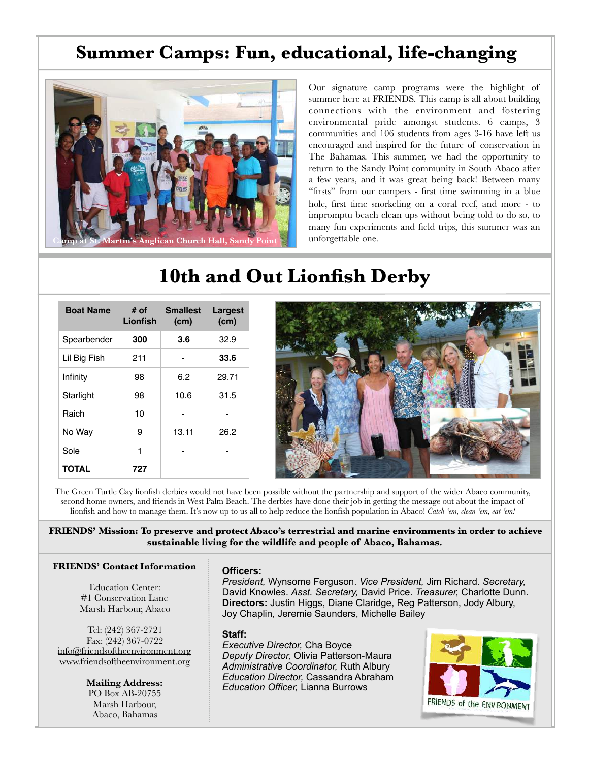# Summer Camps: Fun, educational, life-changing

Camp at St. Martin's Anglican Church Hall, Sandy Point

Our signature camp programs were the highlight of summer here at FRIENDS. This camp is all about building connections with the environment and fostering environmental pride amongst students. 6 camps, 3 communities and 106 students from ages 3-16 have left us encouraged and inspired for the future of conservation in The Bahamas. This summer, we had the opportunity to return to the Sandy Point community in South Abaco after a few years, and it was great being back! Between many "firsts" from our campers - first time swimming in a blue hole, first time snorkeling on a coral reef, and more - to impromptu beach clean ups without being told to do so, to many fun experiments and field trips, this summer was an unforgettable one.

# 10th and Out Lionfish Derby

| Boat Name | # of Lionfish | Smallest (cm) | Largest (cm) |
|---|---|---|---|
| Spearbender | **300** | **3.6** | 32.9 |
| Lil Big Fish | 211 | - | **33.6** |
| Infinity | 98 | 6.2 | 29.71 |
| Starlight | 98 | 10.6 | 31.5 |
| Raich | 10 | - | - |
| No Way | 9 | 13.11 | 26.2 |
| Sole | 1 | - | - |
| **TOTAL** | **727** | | |

The Green Turtle Cay lionfish derbies would not have been possible without the partnership and support of the wider Abaco community, second home owners, and friends in West Palm Beach. The derbies have done their job in getting the message out about the impact of lionfish and how to manage them. It's now up to us all to help reduce the lionfish population in Abaco! *Catch 'em, clean 'em, eat 'em!*

**FRIENDS' Mission: To preserve and protect Abaco's terrestrial and marine environments in order to achieve sustainable living for the wildlife and people of Abaco, Bahamas.**

**FRIENDS' Contact Information**

Education Center:
#1 Conservation Lane
Marsh Harbour, Abaco

Tel: (242) 367-2721
Fax: (242) 367-0722
info@friendsoftheenvironment.org
www.friendsoftheenvironment.org

**Mailing Address:**
PO Box AB-20755
Marsh Harbour,
Abaco, Bahamas

**Officers:**
*President,* Wynsome Ferguson. *Vice President,* Jim Richard. *Secretary,* David Knowles. *Asst. Secretary,* David Price. *Treasurer,* Charlotte Dunn.
**Directors:** Justin Higgs, Diane Claridge, Reg Patterson, Jody Albury, Joy Chaplin, Jeremie Saunders, Michelle Bailey

**Staff:**
*Executive Director,* Cha Boyce
*Deputy Director,* Olivia Patterson-Maura
*Administrative Coordinator,* Ruth Albury
*Education Director,* Cassandra Abraham
*Education Officer,* Lianna Burrows

FRIENDS of the ENVIRONMENT